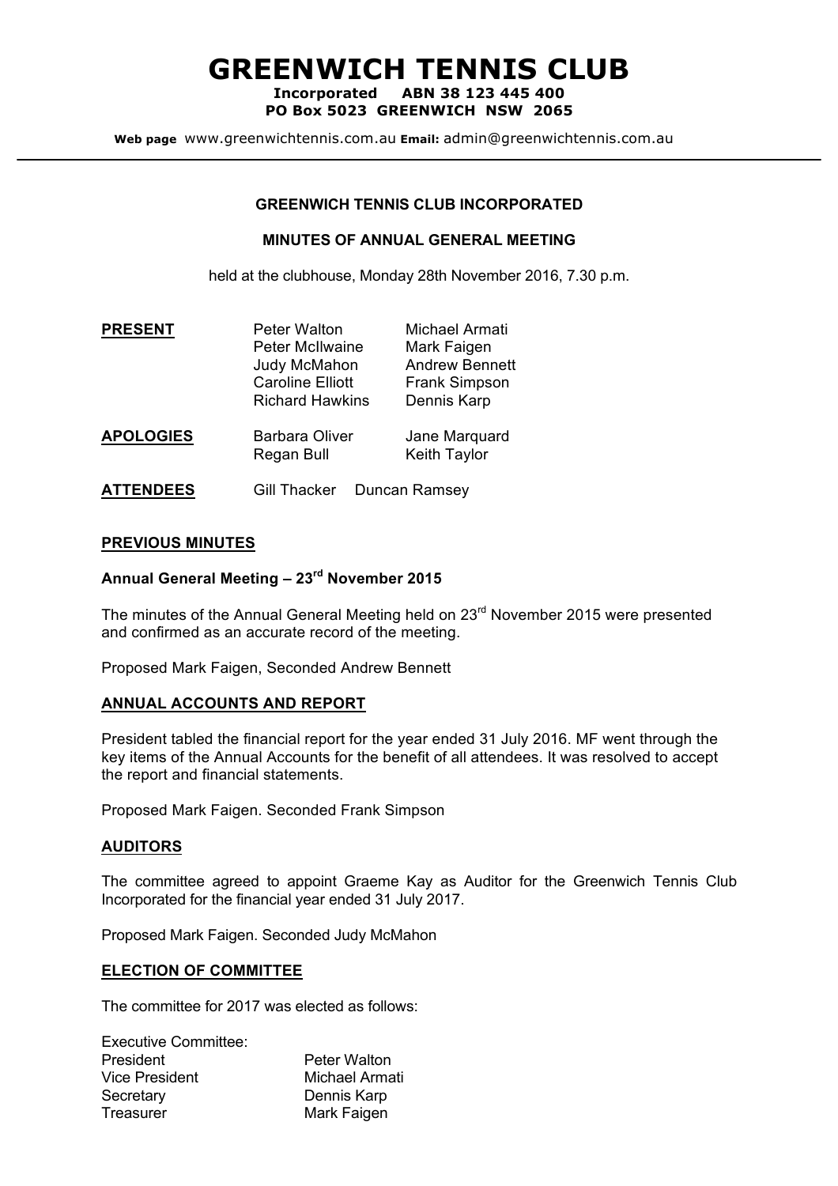# GREENWICH TENNIS CLUB

**Incorporated ABN 38 123 445 400**
**PO Box 5023 GREENWICH NSW 2065**

**Web page** www.greenwichtennis.com.au **Email:** admin@greenwichtennis.com.au

---

**GREENWICH TENNIS CLUB INCORPORATED**

**MINUTES OF ANNUAL GENERAL MEETING**

held at the clubhouse, Monday 28th November 2016, 7.30 p.m.

| | | |
|---|---|---|
| **PRESENT** | Peter Walton | Michael Armati |
| | Peter McIlwaine | Mark Faigen |
| | Judy McMahon | Andrew Bennett |
| | Caroline Elliott | Frank Simpson |
| | Richard Hawkins | Dennis Karp |
| **APOLOGIES** | Barbara Oliver | Jane Marquard |
| | Regan Bull | Keith Taylor |
| **ATTENDEES** | Gill Thacker | Duncan Ramsey |

## PREVIOUS MINUTES

### Annual General Meeting – 23rd November 2015

The minutes of the Annual General Meeting held on 23rd November 2015 were presented and confirmed as an accurate record of the meeting.

Proposed Mark Faigen, Seconded Andrew Bennett

## ANNUAL ACCOUNTS AND REPORT

President tabled the financial report for the year ended 31 July 2016. MF went through the key items of the Annual Accounts for the benefit of all attendees. It was resolved to accept the report and financial statements.

Proposed Mark Faigen. Seconded Frank Simpson

## AUDITORS

The committee agreed to appoint Graeme Kay as Auditor for the Greenwich Tennis Club Incorporated for the financial year ended 31 July 2017.

Proposed Mark Faigen. Seconded Judy McMahon

## ELECTION OF COMMITTEE

The committee for 2017 was elected as follows:

Executive Committee:

| | |
|---|---|
| President | Peter Walton |
| Vice President | Michael Armati |
| Secretary | Dennis Karp |
| Treasurer | Mark Faigen |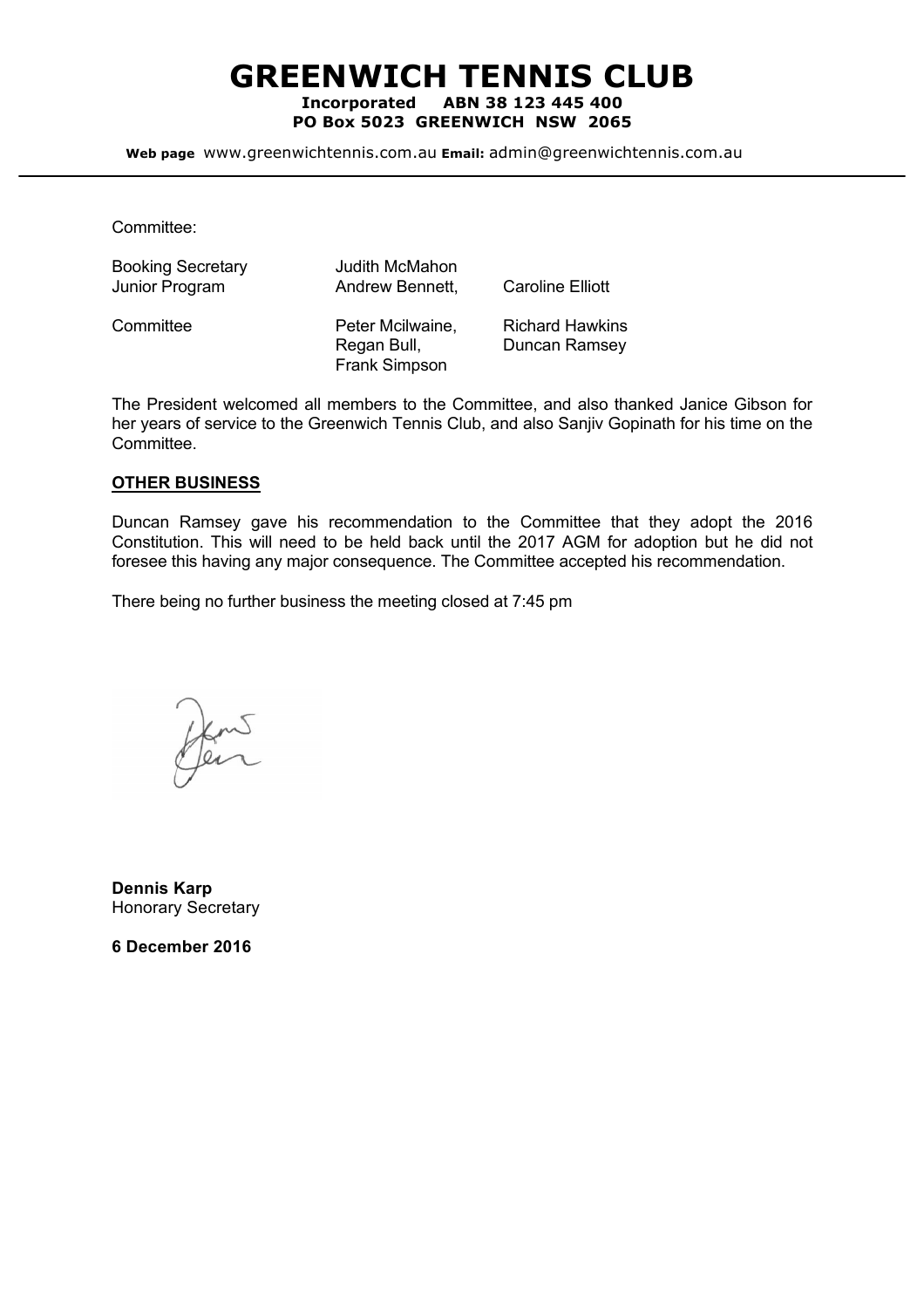# GREENWICH TENNIS CLUB

**Incorporated ABN 38 123 445 400**
**PO Box 5023 GREENWICH NSW 2065**

**Web page** www.greenwichtennis.com.au **Email:** admin@greenwichtennis.com.au

Committee:

| | | |
|---|---|---|
| Booking Secretary | Judith McMahon | |
| Junior Program | Andrew Bennett, | Caroline Elliott |
| Committee | Peter Mcilwaine, | Richard Hawkins |
| | Regan Bull, | Duncan Ramsey |
| | Frank Simpson | |

The President welcomed all members to the Committee, and also thanked Janice Gibson for her years of service to the Greenwich Tennis Club, and also Sanjiv Gopinath for his time on the Committee.

**OTHER BUSINESS**

Duncan Ramsey gave his recommendation to the Committee that they adopt the 2016 Constitution. This will need to be held back until the 2017 AGM for adoption but he did not foresee this having any major consequence. The Committee accepted his recommendation.

There being no further business the meeting closed at 7:45 pm

**Dennis Karp**
Honorary Secretary

**6 December 2016**